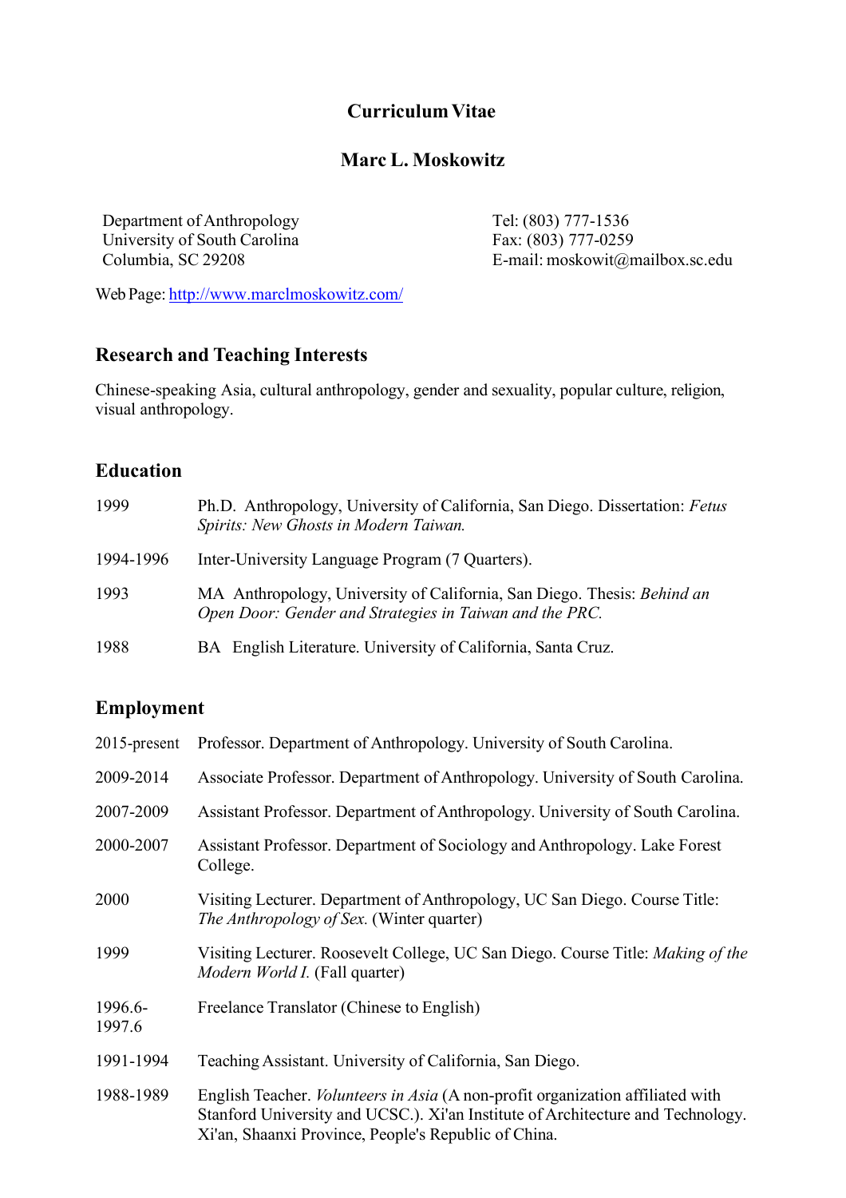# Curriculum Vitae

## Marc L. Moskowitz

Department of Anthropology
University of South Carolina
Columbia, SC 29208

Tel: (803) 777-1536
Fax: (803) 777-0259
E-mail: moskowit@mailbox.sc.edu

Web Page: [http://www.marclmoskowitz.com/](http://www.marclmoskowitz.com/)

## Research and Teaching Interests

Chinese-speaking Asia, cultural anthropology, gender and sexuality, popular culture, religion, visual anthropology.

## Education

| | |
|---|---|
| 1999 | Ph.D. Anthropology, University of California, San Diego. Dissertation: *Fetus Spirits: New Ghosts in Modern Taiwan.* |
| 1994-1996 | Inter-University Language Program (7 Quarters). |
| 1993 | MA Anthropology, University of California, San Diego. Thesis: *Behind an Open Door: Gender and Strategies in Taiwan and the PRC.* |
| 1988 | BA English Literature. University of California, Santa Cruz. |

## Employment

| | |
|---|---|
| 2015-present | Professor. Department of Anthropology. University of South Carolina. |
| 2009-2014 | Associate Professor. Department of Anthropology. University of South Carolina. |
| 2007-2009 | Assistant Professor. Department of Anthropology. University of South Carolina. |
| 2000-2007 | Assistant Professor. Department of Sociology and Anthropology. Lake Forest College. |
| 2000 | Visiting Lecturer. Department of Anthropology, UC San Diego. Course Title: *The Anthropology of Sex.* (Winter quarter) |
| 1999 | Visiting Lecturer. Roosevelt College, UC San Diego. Course Title: *Making of the Modern World I.* (Fall quarter) |
| 1996.6-1997.6 | Freelance Translator (Chinese to English) |
| 1991-1994 | Teaching Assistant. University of California, San Diego. |
| 1988-1989 | English Teacher. *Volunteers in Asia* (A non-profit organization affiliated with Stanford University and UCSC.). Xi'an Institute of Architecture and Technology. Xi'an, Shaanxi Province, People's Republic of China. |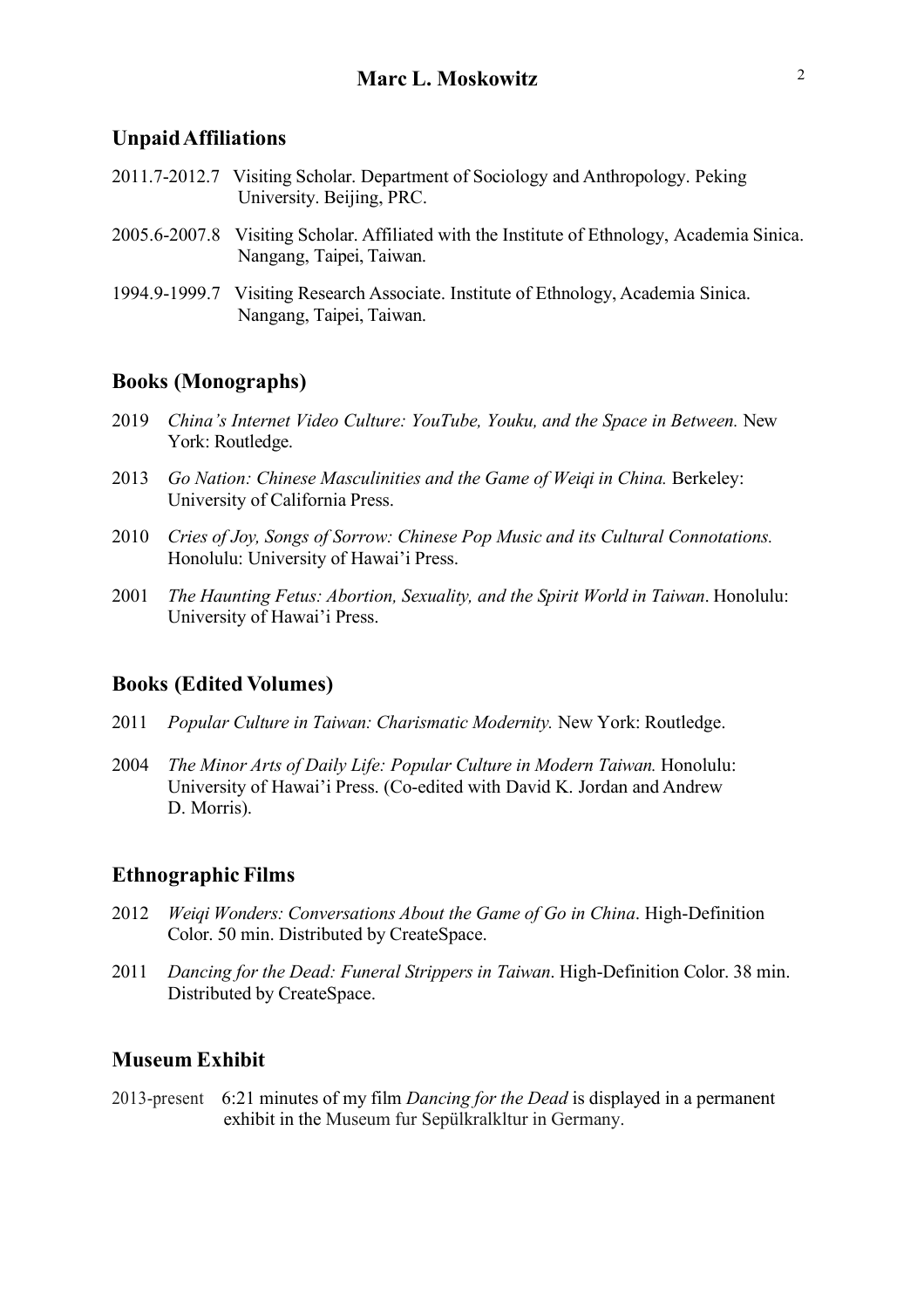## Unpaid Affiliations

2011.7-2012.7 Visiting Scholar. Department of Sociology and Anthropology. Peking University. Beijing, PRC.

2005.6-2007.8 Visiting Scholar. Affiliated with the Institute of Ethnology, Academia Sinica. Nangang, Taipei, Taiwan.

1994.9-1999.7 Visiting Research Associate. Institute of Ethnology, Academia Sinica. Nangang, Taipei, Taiwan.

## Books (Monographs)

2019 *China's Internet Video Culture: YouTube, Youku, and the Space in Between.* New York: Routledge.

2013 *Go Nation: Chinese Masculinities and the Game of Weiqi in China.* Berkeley: University of California Press.

2010 *Cries of Joy, Songs of Sorrow: Chinese Pop Music and its Cultural Connotations.* Honolulu: University of Hawai'i Press.

2001 *The Haunting Fetus: Abortion, Sexuality, and the Spirit World in Taiwan*. Honolulu: University of Hawai'i Press.

## Books (Edited Volumes)

2011 *Popular Culture in Taiwan: Charismatic Modernity.* New York: Routledge.

2004 *The Minor Arts of Daily Life: Popular Culture in Modern Taiwan.* Honolulu: University of Hawai'i Press. (Co-edited with David K. Jordan and Andrew D. Morris).

## Ethnographic Films

2012 *Weiqi Wonders: Conversations About the Game of Go in China*. High-Definition Color. 50 min. Distributed by CreateSpace.

2011 *Dancing for the Dead: Funeral Strippers in Taiwan*. High-Definition Color. 38 min. Distributed by CreateSpace.

## Museum Exhibit

2013-present 6:21 minutes of my film *Dancing for the Dead* is displayed in a permanent exhibit in the Museum fur Sepülkralkltur in Germany.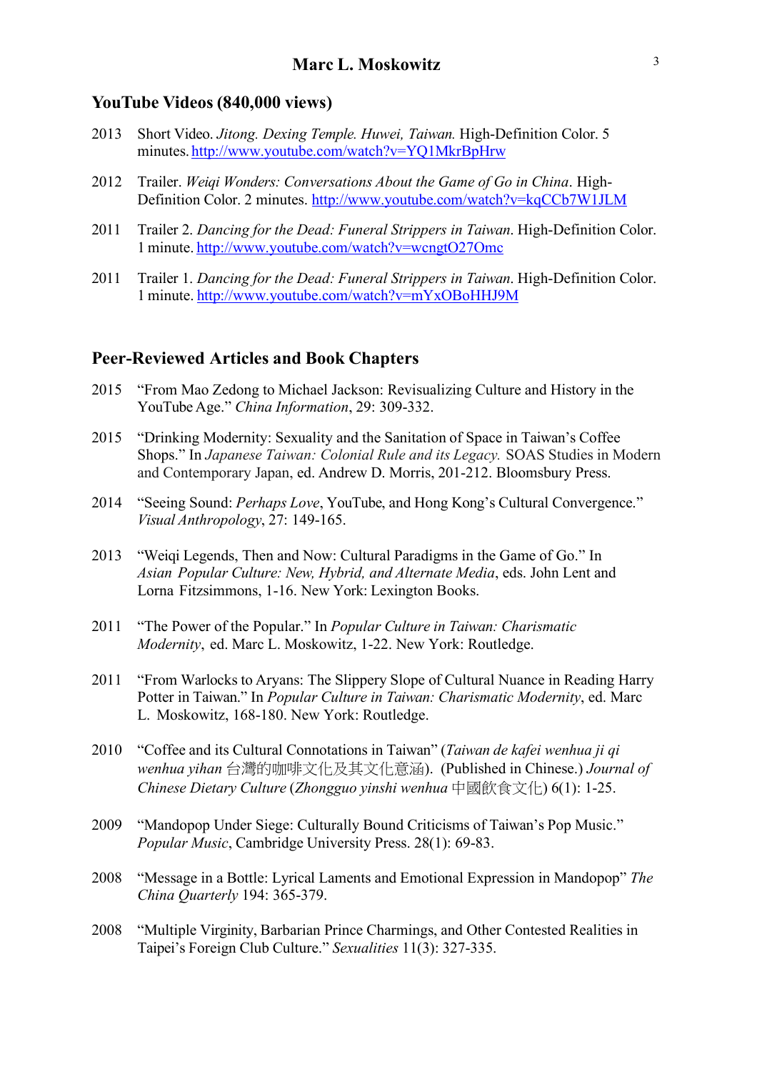## YouTube Videos (840,000 views)

2013 Short Video. *Jitong. Dexing Temple. Huwei, Taiwan.* High-Definition Color. 5 minutes. http://www.youtube.com/watch?v=YQ1MkrBpHrw

2012 Trailer. *Weiqi Wonders: Conversations About the Game of Go in China*. High-Definition Color. 2 minutes. http://www.youtube.com/watch?v=kqCCb7W1JLM

2011 Trailer 2. *Dancing for the Dead: Funeral Strippers in Taiwan*. High-Definition Color. 1 minute. http://www.youtube.com/watch?v=wcngtO27Omc

2011 Trailer 1. *Dancing for the Dead: Funeral Strippers in Taiwan*. High-Definition Color. 1 minute. http://www.youtube.com/watch?v=mYxOBoHHJ9M

## Peer-Reviewed Articles and Book Chapters

2015 "From Mao Zedong to Michael Jackson: Revisualizing Culture and History in the YouTube Age." *China Information*, 29: 309-332.

2015 "Drinking Modernity: Sexuality and the Sanitation of Space in Taiwan's Coffee Shops." In *Japanese Taiwan: Colonial Rule and its Legacy.* SOAS Studies in Modern and Contemporary Japan, ed. Andrew D. Morris, 201-212. Bloomsbury Press.

2014 "Seeing Sound: *Perhaps Love*, YouTube, and Hong Kong's Cultural Convergence." *Visual Anthropology*, 27: 149-165.

2013 "Weiqi Legends, Then and Now: Cultural Paradigms in the Game of Go." In *Asian Popular Culture: New, Hybrid, and Alternate Media*, eds. John Lent and Lorna Fitzsimmons, 1-16. New York: Lexington Books.

2011 "The Power of the Popular." In *Popular Culture in Taiwan: Charismatic Modernity*, ed. Marc L. Moskowitz, 1-22. New York: Routledge.

2011 "From Warlocks to Aryans: The Slippery Slope of Cultural Nuance in Reading Harry Potter in Taiwan." In *Popular Culture in Taiwan: Charismatic Modernity*, ed. Marc L. Moskowitz, 168-180. New York: Routledge.

2010 "Coffee and its Cultural Connotations in Taiwan" (*Taiwan de kafei wenhua ji qi wenhua yihan* 台灣的咖啡文化及其文化意涵). (Published in Chinese.) *Journal of Chinese Dietary Culture* (*Zhongguo yinshi wenhua* 中國飲食文化) 6(1): 1-25.

2009 "Mandopop Under Siege: Culturally Bound Criticisms of Taiwan's Pop Music." *Popular Music*, Cambridge University Press. 28(1): 69-83.

2008 "Message in a Bottle: Lyrical Laments and Emotional Expression in Mandopop" *The China Quarterly* 194: 365-379.

2008 "Multiple Virginity, Barbarian Prince Charmings, and Other Contested Realities in Taipei's Foreign Club Culture." *Sexualities* 11(3): 327-335.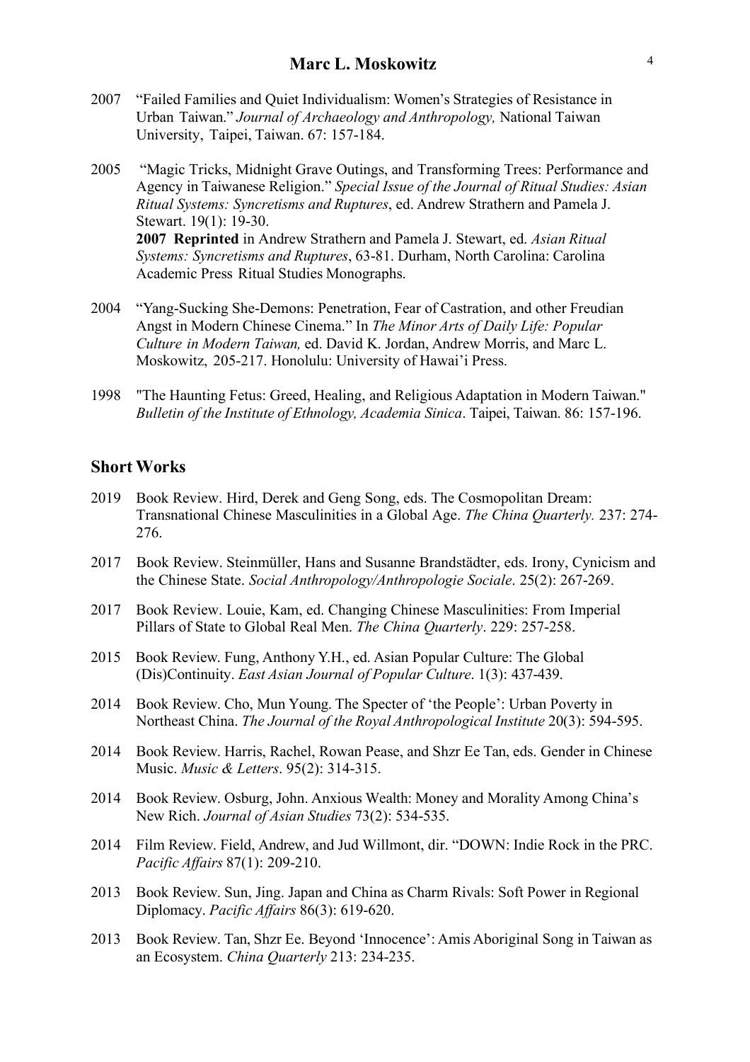2007 "Failed Families and Quiet Individualism: Women's Strategies of Resistance in Urban Taiwan." *Journal of Archaeology and Anthropology,* National Taiwan University, Taipei, Taiwan. 67: 157-184.

2005 "Magic Tricks, Midnight Grave Outings, and Transforming Trees: Performance and Agency in Taiwanese Religion." *Special Issue of the Journal of Ritual Studies: Asian Ritual Systems: Syncretisms and Ruptures*, ed. Andrew Strathern and Pamela J. Stewart. 19(1): 19-30.
**2007 Reprinted** in Andrew Strathern and Pamela J. Stewart, ed. *Asian Ritual Systems: Syncretisms and Ruptures*, 63-81. Durham, North Carolina: Carolina Academic Press Ritual Studies Monographs.

2004 "Yang-Sucking She-Demons: Penetration, Fear of Castration, and other Freudian Angst in Modern Chinese Cinema." In *The Minor Arts of Daily Life: Popular Culture in Modern Taiwan,* ed. David K. Jordan, Andrew Morris, and Marc L. Moskowitz, 205-217. Honolulu: University of Hawai'i Press.

1998 "The Haunting Fetus: Greed, Healing, and Religious Adaptation in Modern Taiwan." *Bulletin of the Institute of Ethnology, Academia Sinica*. Taipei, Taiwan. 86: 157-196.

## Short Works

2019 Book Review. Hird, Derek and Geng Song, eds. The Cosmopolitan Dream: Transnational Chinese Masculinities in a Global Age. *The China Quarterly.* 237: 274-276.

2017 Book Review. Steinmüller, Hans and Susanne Brandstädter, eds. Irony, Cynicism and the Chinese State. *Social Anthropology/Anthropologie Sociale*. 25(2): 267-269.

2017 Book Review. Louie, Kam, ed. Changing Chinese Masculinities: From Imperial Pillars of State to Global Real Men. *The China Quarterly*. 229: 257-258.

2015 Book Review. Fung, Anthony Y.H., ed. Asian Popular Culture: The Global (Dis)Continuity. *East Asian Journal of Popular Culture*. 1(3): 437-439.

2014 Book Review. Cho, Mun Young. The Specter of 'the People': Urban Poverty in Northeast China. *The Journal of the Royal Anthropological Institute* 20(3): 594-595.

2014 Book Review. Harris, Rachel, Rowan Pease, and Shzr Ee Tan, eds. Gender in Chinese Music. *Music & Letters*. 95(2): 314-315.

2014 Book Review. Osburg, John. Anxious Wealth: Money and Morality Among China's New Rich. *Journal of Asian Studies* 73(2): 534-535.

2014 Film Review. Field, Andrew, and Jud Willmont, dir. "DOWN: Indie Rock in the PRC. *Pacific Affairs* 87(1): 209-210.

2013 Book Review. Sun, Jing. Japan and China as Charm Rivals: Soft Power in Regional Diplomacy. *Pacific Affairs* 86(3): 619-620.

2013 Book Review. Tan, Shzr Ee. Beyond 'Innocence': Amis Aboriginal Song in Taiwan as an Ecosystem. *China Quarterly* 213: 234-235.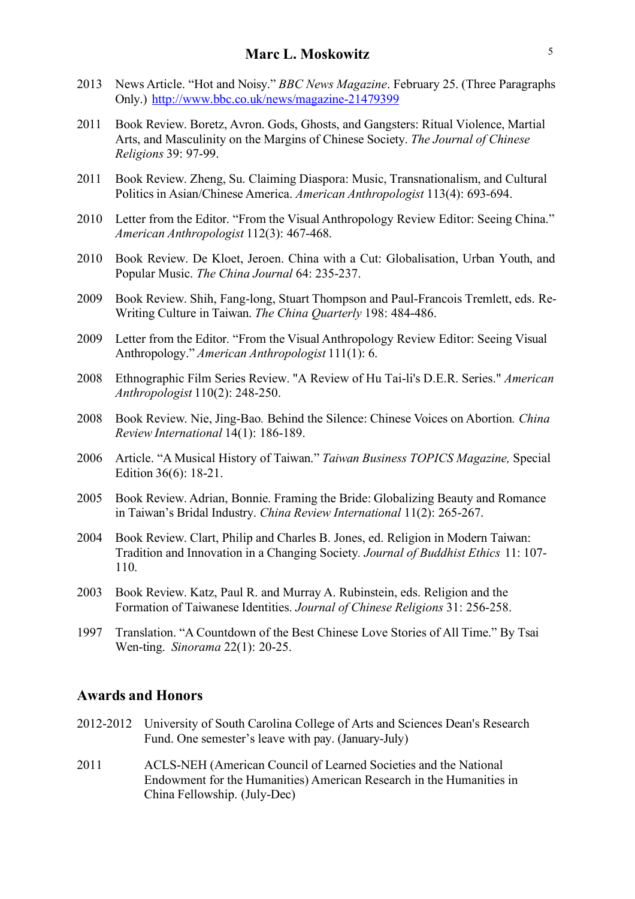2013 News Article. "Hot and Noisy." *BBC News Magazine*. February 25. (Three Paragraphs Only.) http://www.bbc.co.uk/news/magazine-21479399

2011 Book Review. Boretz, Avron. Gods, Ghosts, and Gangsters: Ritual Violence, Martial Arts, and Masculinity on the Margins of Chinese Society. *The Journal of Chinese Religions* 39: 97-99.

2011 Book Review. Zheng, Su. Claiming Diaspora: Music, Transnationalism, and Cultural Politics in Asian/Chinese America. *American Anthropologist* 113(4): 693-694.

2010 Letter from the Editor. "From the Visual Anthropology Review Editor: Seeing China." *American Anthropologist* 112(3): 467-468.

2010 Book Review. De Kloet, Jeroen. China with a Cut: Globalisation, Urban Youth, and Popular Music. *The China Journal* 64: 235-237.

2009 Book Review. Shih, Fang-long, Stuart Thompson and Paul-Francois Tremlett, eds. Re-Writing Culture in Taiwan. *The China Quarterly* 198: 484-486.

2009 Letter from the Editor. "From the Visual Anthropology Review Editor: Seeing Visual Anthropology." *American Anthropologist* 111(1): 6.

2008 Ethnographic Film Series Review. "A Review of Hu Tai-li's D.E.R. Series." *American Anthropologist* 110(2): 248-250.

2008 Book Review. Nie, Jing-Bao. Behind the Silence: Chinese Voices on Abortion. *China Review International* 14(1): 186-189.

2006 Article. "A Musical History of Taiwan." *Taiwan Business TOPICS Magazine,* Special Edition 36(6): 18-21.

2005 Book Review. Adrian, Bonnie. Framing the Bride: Globalizing Beauty and Romance in Taiwan's Bridal Industry. *China Review International* 11(2): 265-267.

2004 Book Review. Clart, Philip and Charles B. Jones, ed. Religion in Modern Taiwan: Tradition and Innovation in a Changing Society. *Journal of Buddhist Ethics* 11: 107-110.

2003 Book Review. Katz, Paul R. and Murray A. Rubinstein, eds. Religion and the Formation of Taiwanese Identities. *Journal of Chinese Religions* 31: 256-258.

1997 Translation. "A Countdown of the Best Chinese Love Stories of All Time." By Tsai Wen-ting. *Sinorama* 22(1): 20-25.

## Awards and Honors

2012-2012 University of South Carolina College of Arts and Sciences Dean's Research Fund. One semester's leave with pay. (January-July)

2011 ACLS-NEH (American Council of Learned Societies and the National Endowment for the Humanities) American Research in the Humanities in China Fellowship. (July-Dec)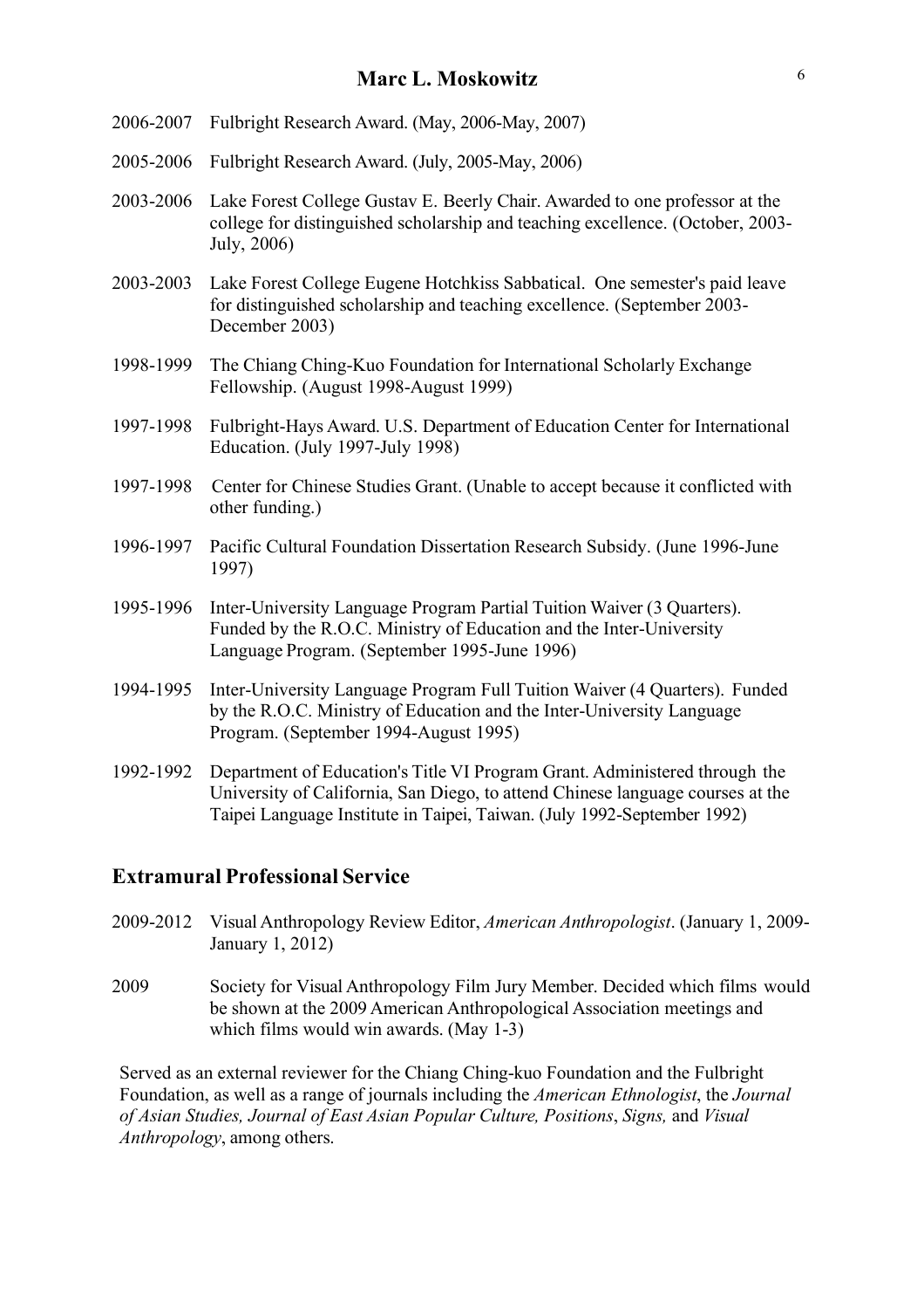2006-2007 Fulbright Research Award. (May, 2006-May, 2007)

2005-2006 Fulbright Research Award. (July, 2005-May, 2006)

2003-2006 Lake Forest College Gustav E. Beerly Chair. Awarded to one professor at the college for distinguished scholarship and teaching excellence. (October, 2003-July, 2006)

2003-2003 Lake Forest College Eugene Hotchkiss Sabbatical. One semester's paid leave for distinguished scholarship and teaching excellence. (September 2003-December 2003)

1998-1999 The Chiang Ching-Kuo Foundation for International Scholarly Exchange Fellowship. (August 1998-August 1999)

1997-1998 Fulbright-Hays Award. U.S. Department of Education Center for International Education. (July 1997-July 1998)

1997-1998 Center for Chinese Studies Grant. (Unable to accept because it conflicted with other funding.)

1996-1997 Pacific Cultural Foundation Dissertation Research Subsidy. (June 1996-June 1997)

1995-1996 Inter-University Language Program Partial Tuition Waiver (3 Quarters). Funded by the R.O.C. Ministry of Education and the Inter-University Language Program. (September 1995-June 1996)

1994-1995 Inter-University Language Program Full Tuition Waiver (4 Quarters). Funded by the R.O.C. Ministry of Education and the Inter-University Language Program. (September 1994-August 1995)

1992-1992 Department of Education's Title VI Program Grant. Administered through the University of California, San Diego, to attend Chinese language courses at the Taipei Language Institute in Taipei, Taiwan. (July 1992-September 1992)

## Extramural Professional Service

2009-2012 Visual Anthropology Review Editor, *American Anthropologist*. (January 1, 2009-January 1, 2012)

2009 Society for Visual Anthropology Film Jury Member. Decided which films would be shown at the 2009 American Anthropological Association meetings and which films would win awards. (May 1-3)

Served as an external reviewer for the Chiang Ching-kuo Foundation and the Fulbright Foundation, as well as a range of journals including the *American Ethnologist*, the *Journal of Asian Studies, Journal of East Asian Popular Culture, Positions*, *Signs,* and *Visual Anthropology*, among others.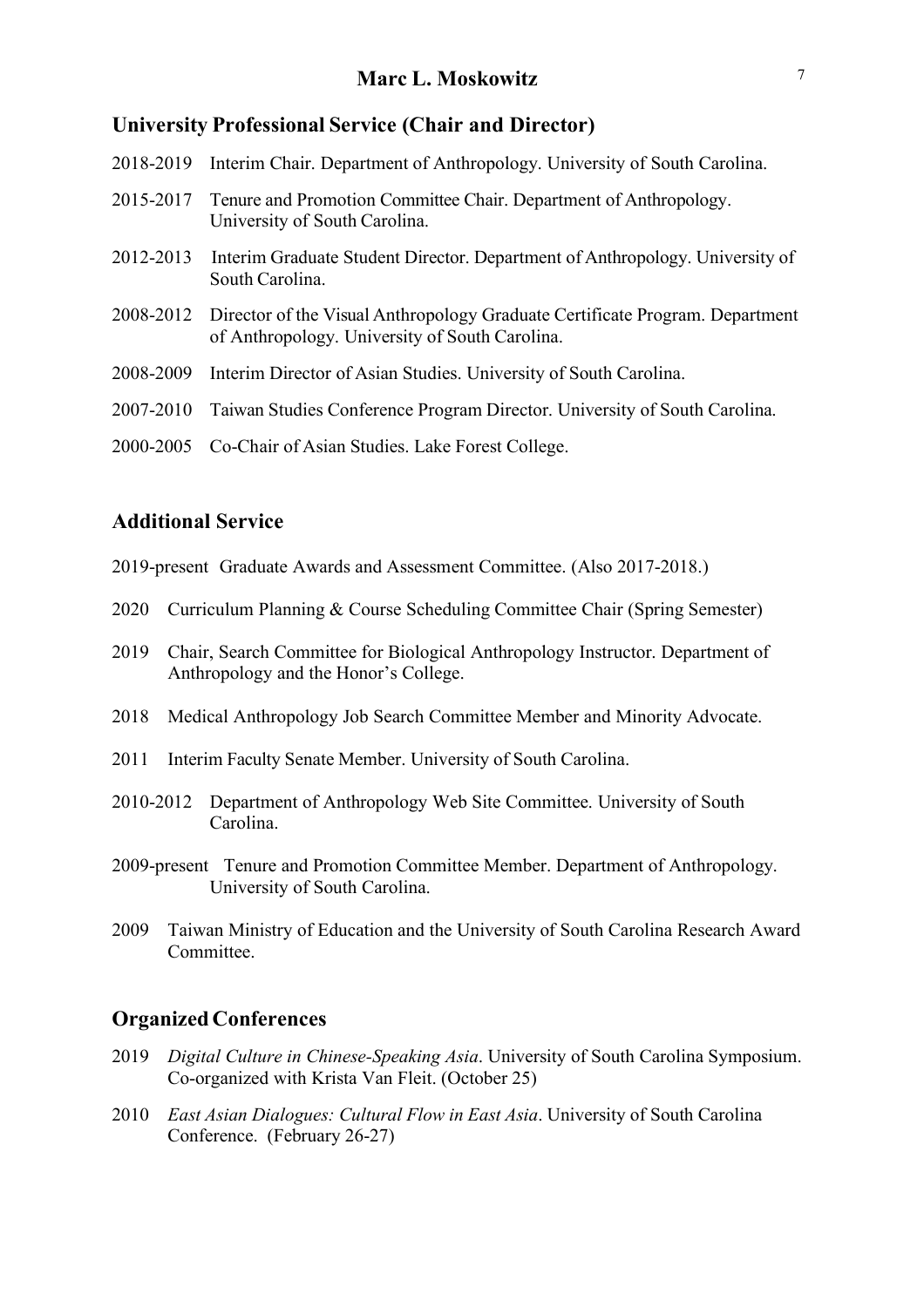## University Professional Service (Chair and Director)

2018-2019 Interim Chair. Department of Anthropology. University of South Carolina.

2015-2017 Tenure and Promotion Committee Chair. Department of Anthropology. University of South Carolina.

2012-2013 Interim Graduate Student Director. Department of Anthropology. University of South Carolina.

2008-2012 Director of the Visual Anthropology Graduate Certificate Program. Department of Anthropology. University of South Carolina.

2008-2009 Interim Director of Asian Studies. University of South Carolina.

2007-2010 Taiwan Studies Conference Program Director. University of South Carolina.

2000-2005 Co-Chair of Asian Studies. Lake Forest College.

## Additional Service

2019-present Graduate Awards and Assessment Committee. (Also 2017-2018.)

2020 Curriculum Planning & Course Scheduling Committee Chair (Spring Semester)

2019 Chair, Search Committee for Biological Anthropology Instructor. Department of Anthropology and the Honor's College.

2018 Medical Anthropology Job Search Committee Member and Minority Advocate.

2011 Interim Faculty Senate Member. University of South Carolina.

2010-2012 Department of Anthropology Web Site Committee. University of South Carolina.

2009-present Tenure and Promotion Committee Member. Department of Anthropology. University of South Carolina.

2009 Taiwan Ministry of Education and the University of South Carolina Research Award Committee.

## Organized Conferences

2019 *Digital Culture in Chinese-Speaking Asia*. University of South Carolina Symposium. Co-organized with Krista Van Fleit. (October 25)

2010 *East Asian Dialogues: Cultural Flow in East Asia*. University of South Carolina Conference. (February 26-27)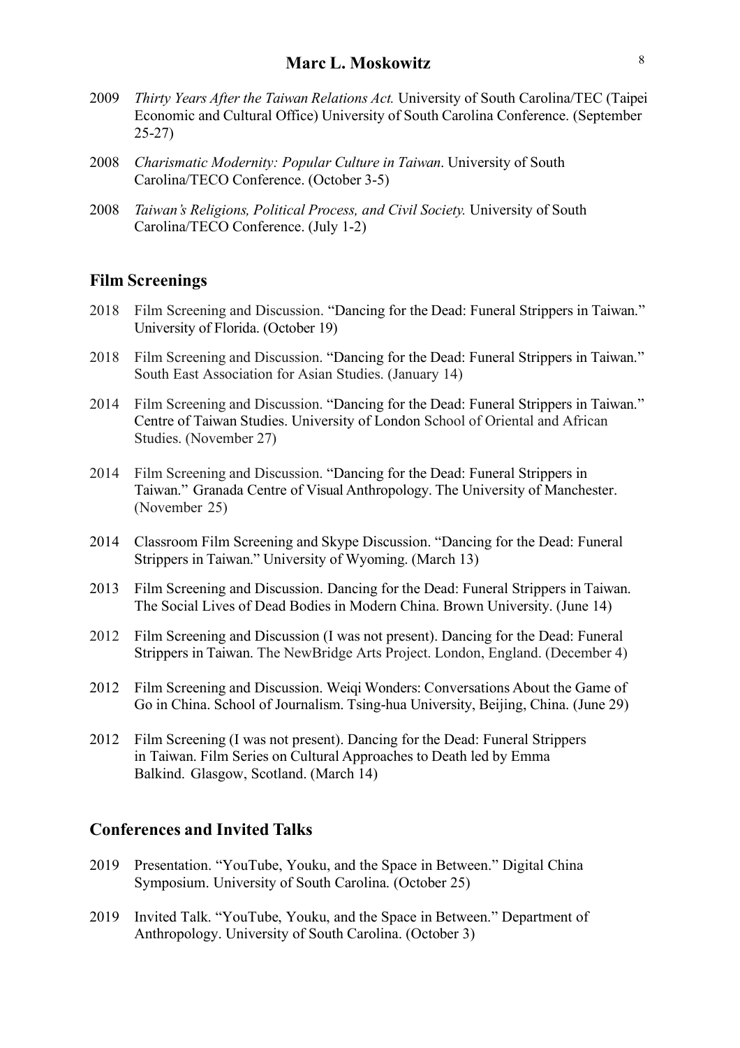2009 *Thirty Years After the Taiwan Relations Act.* University of South Carolina/TEC (Taipei Economic and Cultural Office) University of South Carolina Conference. (September 25-27)

2008 *Charismatic Modernity: Popular Culture in Taiwan*. University of South Carolina/TECO Conference. (October 3-5)

2008 *Taiwan's Religions, Political Process, and Civil Society.* University of South Carolina/TECO Conference. (July 1-2)

## Film Screenings

2018 Film Screening and Discussion. "Dancing for the Dead: Funeral Strippers in Taiwan." University of Florida. (October 19)

2018 Film Screening and Discussion. "Dancing for the Dead: Funeral Strippers in Taiwan." South East Association for Asian Studies. (January 14)

2014 Film Screening and Discussion. "Dancing for the Dead: Funeral Strippers in Taiwan." Centre of Taiwan Studies. University of London School of Oriental and African Studies. (November 27)

2014 Film Screening and Discussion. "Dancing for the Dead: Funeral Strippers in Taiwan." Granada Centre of Visual Anthropology. The University of Manchester. (November 25)

2014 Classroom Film Screening and Skype Discussion. "Dancing for the Dead: Funeral Strippers in Taiwan." University of Wyoming. (March 13)

2013 Film Screening and Discussion. Dancing for the Dead: Funeral Strippers in Taiwan. The Social Lives of Dead Bodies in Modern China. Brown University. (June 14)

2012 Film Screening and Discussion (I was not present). Dancing for the Dead: Funeral Strippers in Taiwan. The NewBridge Arts Project. London, England. (December 4)

2012 Film Screening and Discussion. Weiqi Wonders: Conversations About the Game of Go in China. School of Journalism. Tsing-hua University, Beijing, China. (June 29)

2012 Film Screening (I was not present). Dancing for the Dead: Funeral Strippers in Taiwan. Film Series on Cultural Approaches to Death led by Emma Balkind. Glasgow, Scotland. (March 14)

## Conferences and Invited Talks

2019 Presentation. "YouTube, Youku, and the Space in Between." Digital China Symposium. University of South Carolina. (October 25)

2019 Invited Talk. "YouTube, Youku, and the Space in Between." Department of Anthropology. University of South Carolina. (October 3)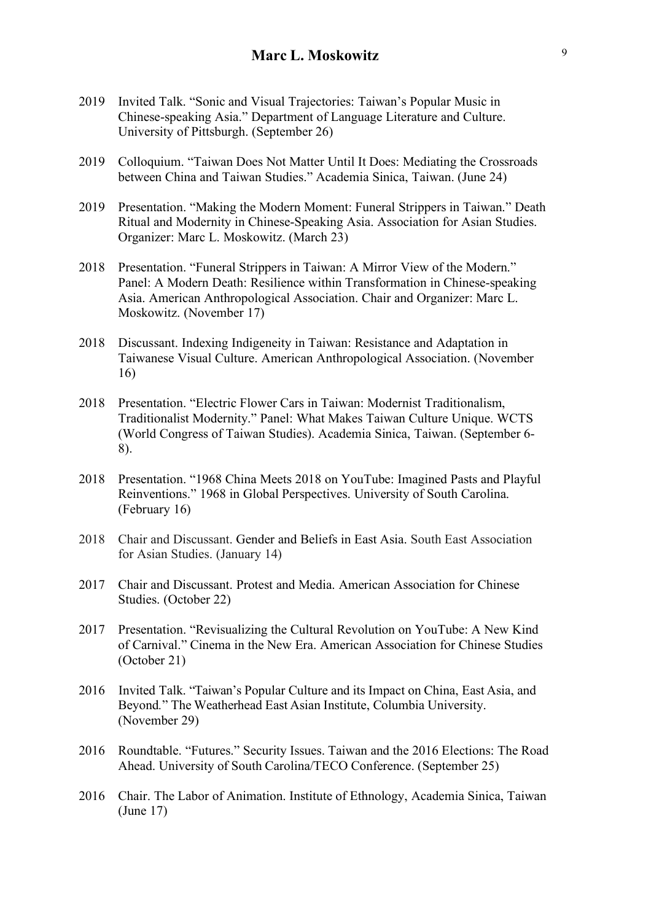2019 Invited Talk. "Sonic and Visual Trajectories: Taiwan's Popular Music in Chinese-speaking Asia." Department of Language Literature and Culture. University of Pittsburgh. (September 26)

2019 Colloquium. "Taiwan Does Not Matter Until It Does: Mediating the Crossroads between China and Taiwan Studies." Academia Sinica, Taiwan. (June 24)

2019 Presentation. "Making the Modern Moment: Funeral Strippers in Taiwan." Death Ritual and Modernity in Chinese-Speaking Asia. Association for Asian Studies. Organizer: Marc L. Moskowitz. (March 23)

2018 Presentation. "Funeral Strippers in Taiwan: A Mirror View of the Modern." Panel: A Modern Death: Resilience within Transformation in Chinese-speaking Asia. American Anthropological Association. Chair and Organizer: Marc L. Moskowitz. (November 17)

2018 Discussant. Indexing Indigeneity in Taiwan: Resistance and Adaptation in Taiwanese Visual Culture. American Anthropological Association. (November 16)

2018 Presentation. "Electric Flower Cars in Taiwan: Modernist Traditionalism, Traditionalist Modernity." Panel: What Makes Taiwan Culture Unique. WCTS (World Congress of Taiwan Studies). Academia Sinica, Taiwan. (September 6-8).

2018 Presentation. "1968 China Meets 2018 on YouTube: Imagined Pasts and Playful Reinventions." 1968 in Global Perspectives. University of South Carolina. (February 16)

2018 Chair and Discussant. Gender and Beliefs in East Asia. South East Association for Asian Studies. (January 14)

2017 Chair and Discussant. Protest and Media. American Association for Chinese Studies. (October 22)

2017 Presentation. "Revisualizing the Cultural Revolution on YouTube: A New Kind of Carnival." Cinema in the New Era. American Association for Chinese Studies (October 21)

2016 Invited Talk. "Taiwan's Popular Culture and its Impact on China, East Asia, and Beyond." The Weatherhead East Asian Institute, Columbia University. (November 29)

2016 Roundtable. "Futures." Security Issues. Taiwan and the 2016 Elections: The Road Ahead. University of South Carolina/TECO Conference. (September 25)

2016 Chair. The Labor of Animation. Institute of Ethnology, Academia Sinica, Taiwan (June 17)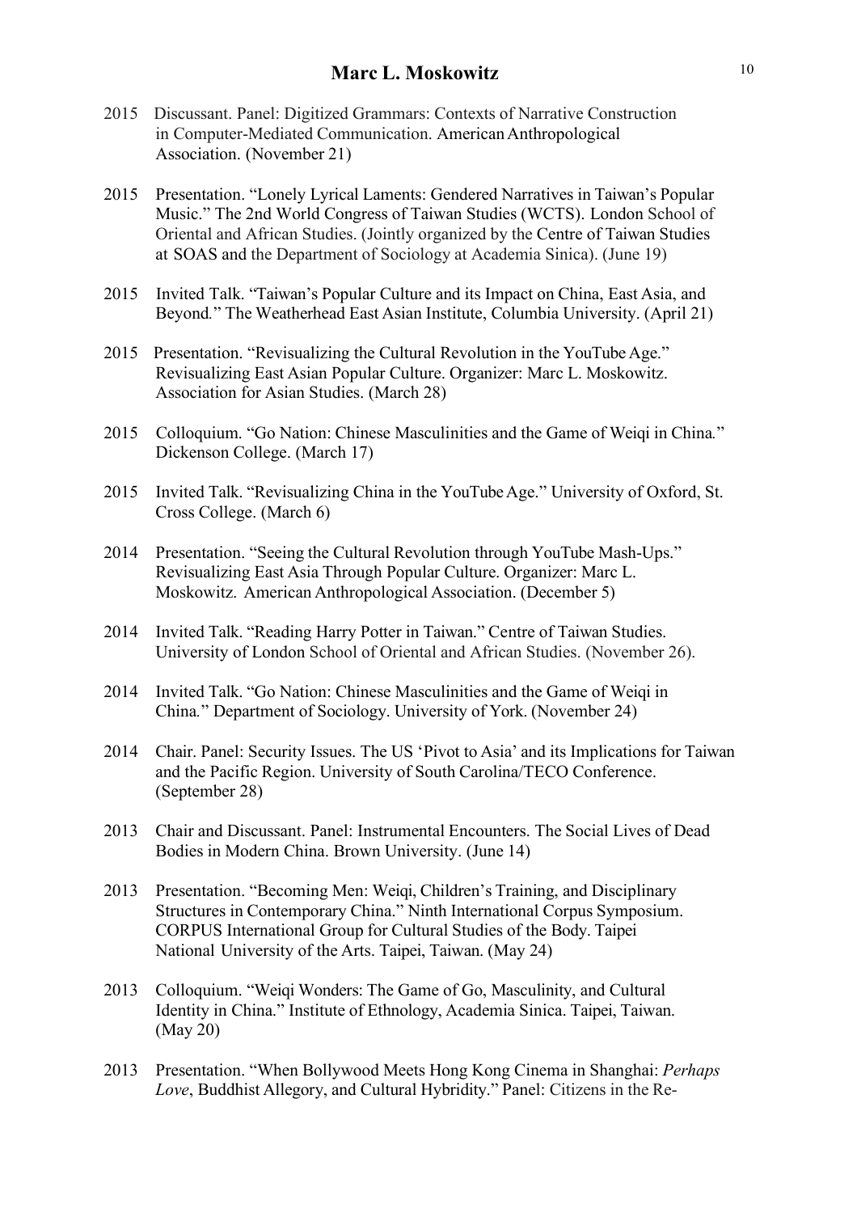2015 Discussant. Panel: Digitized Grammars: Contexts of Narrative Construction in Computer-Mediated Communication. American Anthropological Association. (November 21)

2015 Presentation. "Lonely Lyrical Laments: Gendered Narratives in Taiwan's Popular Music." The 2nd World Congress of Taiwan Studies (WCTS). London School of Oriental and African Studies. (Jointly organized by the Centre of Taiwan Studies at SOAS and the Department of Sociology at Academia Sinica). (June 19)

2015 Invited Talk. "Taiwan's Popular Culture and its Impact on China, East Asia, and Beyond." The Weatherhead East Asian Institute, Columbia University. (April 21)

2015 Presentation. "Revisualizing the Cultural Revolution in the YouTube Age." Revisualizing East Asian Popular Culture. Organizer: Marc L. Moskowitz. Association for Asian Studies. (March 28)

2015 Colloquium. "Go Nation: Chinese Masculinities and the Game of Weiqi in China." Dickenson College. (March 17)

2015 Invited Talk. "Revisualizing China in the YouTube Age." University of Oxford, St. Cross College. (March 6)

2014 Presentation. "Seeing the Cultural Revolution through YouTube Mash-Ups." Revisualizing East Asia Through Popular Culture. Organizer: Marc L. Moskowitz. American Anthropological Association. (December 5)

2014 Invited Talk. "Reading Harry Potter in Taiwan." Centre of Taiwan Studies. University of London School of Oriental and African Studies. (November 26).

2014 Invited Talk. "Go Nation: Chinese Masculinities and the Game of Weiqi in China." Department of Sociology. University of York. (November 24)

2014 Chair. Panel: Security Issues. The US 'Pivot to Asia' and its Implications for Taiwan and the Pacific Region. University of South Carolina/TECO Conference. (September 28)

2013 Chair and Discussant. Panel: Instrumental Encounters. The Social Lives of Dead Bodies in Modern China. Brown University. (June 14)

2013 Presentation. "Becoming Men: Weiqi, Children's Training, and Disciplinary Structures in Contemporary China." Ninth International Corpus Symposium. CORPUS International Group for Cultural Studies of the Body. Taipei National University of the Arts. Taipei, Taiwan. (May 24)

2013 Colloquium. "Weiqi Wonders: The Game of Go, Masculinity, and Cultural Identity in China." Institute of Ethnology, Academia Sinica. Taipei, Taiwan. (May 20)

2013 Presentation. "When Bollywood Meets Hong Kong Cinema in Shanghai: *Perhaps Love*, Buddhist Allegory, and Cultural Hybridity." Panel: Citizens in the Re-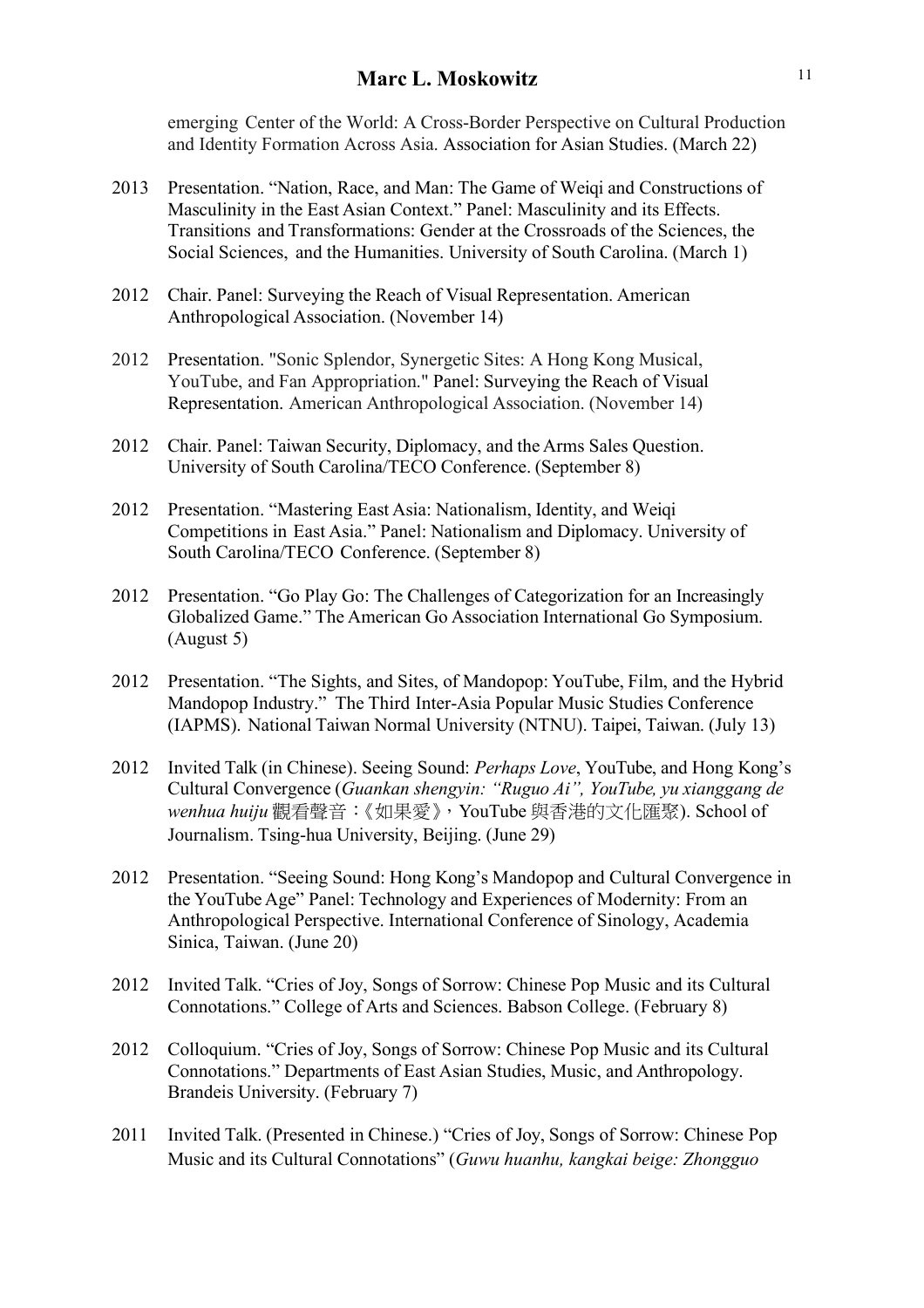emerging Center of the World: A Cross-Border Perspective on Cultural Production and Identity Formation Across Asia. Association for Asian Studies. (March 22)

2013 Presentation. "Nation, Race, and Man: The Game of Weiqi and Constructions of Masculinity in the East Asian Context." Panel: Masculinity and its Effects. Transitions and Transformations: Gender at the Crossroads of the Sciences, the Social Sciences, and the Humanities. University of South Carolina. (March 1)

2012 Chair. Panel: Surveying the Reach of Visual Representation. American Anthropological Association. (November 14)

2012 Presentation. "Sonic Splendor, Synergetic Sites: A Hong Kong Musical, YouTube, and Fan Appropriation." Panel: Surveying the Reach of Visual Representation. American Anthropological Association. (November 14)

2012 Chair. Panel: Taiwan Security, Diplomacy, and the Arms Sales Question. University of South Carolina/TECO Conference. (September 8)

2012 Presentation. "Mastering East Asia: Nationalism, Identity, and Weiqi Competitions in East Asia." Panel: Nationalism and Diplomacy. University of South Carolina/TECO Conference. (September 8)

2012 Presentation. "Go Play Go: The Challenges of Categorization for an Increasingly Globalized Game." The American Go Association International Go Symposium. (August 5)

2012 Presentation. "The Sights, and Sites, of Mandopop: YouTube, Film, and the Hybrid Mandopop Industry." The Third Inter-Asia Popular Music Studies Conference (IAPMS). National Taiwan Normal University (NTNU). Taipei, Taiwan. (July 13)

2012 Invited Talk (in Chinese). Seeing Sound: *Perhaps Love*, YouTube, and Hong Kong's Cultural Convergence (*Guankan shengyin: "Ruguo Ai", YouTube, yu xianggang de wenhua huiju* 觀看聲音：《如果愛》，YouTube 與香港的文化匯聚). School of Journalism. Tsing-hua University, Beijing. (June 29)

2012 Presentation. "Seeing Sound: Hong Kong's Mandopop and Cultural Convergence in the YouTube Age" Panel: Technology and Experiences of Modernity: From an Anthropological Perspective. International Conference of Sinology, Academia Sinica, Taiwan. (June 20)

2012 Invited Talk. "Cries of Joy, Songs of Sorrow: Chinese Pop Music and its Cultural Connotations." College of Arts and Sciences. Babson College. (February 8)

2012 Colloquium. "Cries of Joy, Songs of Sorrow: Chinese Pop Music and its Cultural Connotations." Departments of East Asian Studies, Music, and Anthropology. Brandeis University. (February 7)

2011 Invited Talk. (Presented in Chinese.) "Cries of Joy, Songs of Sorrow: Chinese Pop Music and its Cultural Connotations" (*Guwu huanhu, kangkai beige: Zhongguo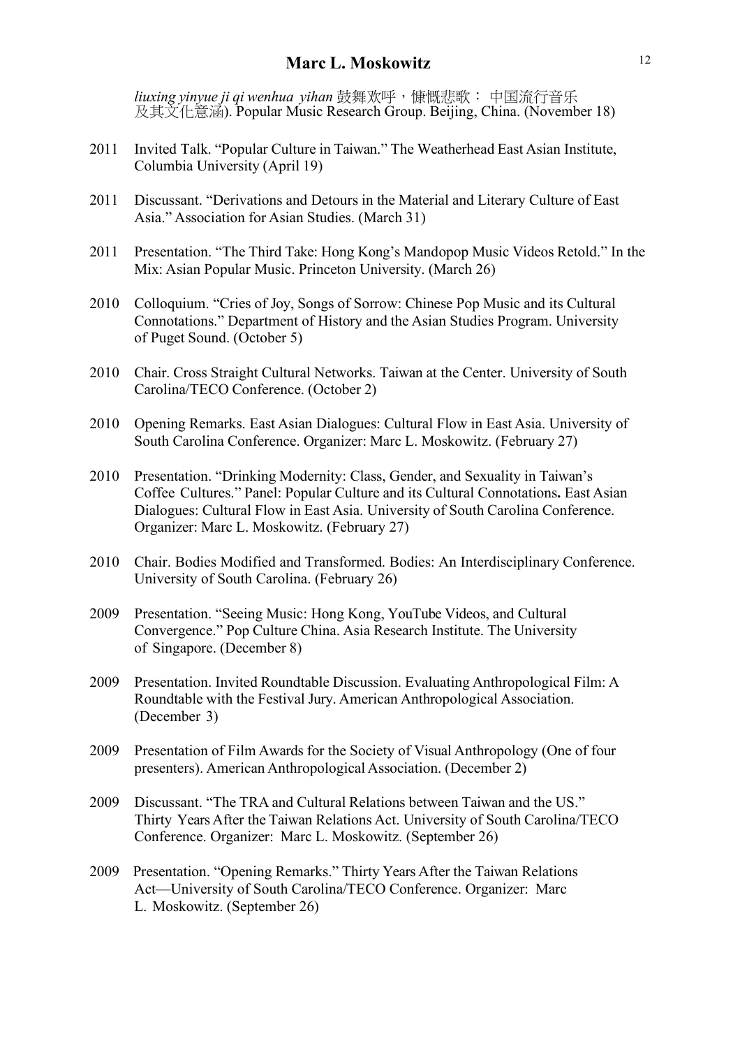*liuxing yinyue ji qi wenhua yihan* 鼓舞欢呼，慷慨悲歌： 中国流行音乐及其文化意涵). Popular Music Research Group. Beijing, China. (November 18)

2011 Invited Talk. "Popular Culture in Taiwan." The Weatherhead East Asian Institute, Columbia University (April 19)

2011 Discussant. "Derivations and Detours in the Material and Literary Culture of East Asia." Association for Asian Studies. (March 31)

2011 Presentation. "The Third Take: Hong Kong's Mandopop Music Videos Retold." In the Mix: Asian Popular Music. Princeton University. (March 26)

2010 Colloquium. "Cries of Joy, Songs of Sorrow: Chinese Pop Music and its Cultural Connotations." Department of History and the Asian Studies Program. University of Puget Sound. (October 5)

2010 Chair. Cross Straight Cultural Networks. Taiwan at the Center. University of South Carolina/TECO Conference. (October 2)

2010 Opening Remarks. East Asian Dialogues: Cultural Flow in East Asia. University of South Carolina Conference. Organizer: Marc L. Moskowitz. (February 27)

2010 Presentation. "Drinking Modernity: Class, Gender, and Sexuality in Taiwan's Coffee Cultures." Panel: Popular Culture and its Cultural Connotations**.** East Asian Dialogues: Cultural Flow in East Asia. University of South Carolina Conference. Organizer: Marc L. Moskowitz. (February 27)

2010 Chair. Bodies Modified and Transformed. Bodies: An Interdisciplinary Conference. University of South Carolina. (February 26)

2009 Presentation. "Seeing Music: Hong Kong, YouTube Videos, and Cultural Convergence." Pop Culture China. Asia Research Institute. The University of Singapore. (December 8)

2009 Presentation. Invited Roundtable Discussion. Evaluating Anthropological Film: A Roundtable with the Festival Jury. American Anthropological Association. (December 3)

2009 Presentation of Film Awards for the Society of Visual Anthropology (One of four presenters). American Anthropological Association. (December 2)

2009 Discussant. "The TRA and Cultural Relations between Taiwan and the US." Thirty Years After the Taiwan Relations Act. University of South Carolina/TECO Conference. Organizer: Marc L. Moskowitz. (September 26)

2009 Presentation. "Opening Remarks." Thirty Years After the Taiwan Relations Act—University of South Carolina/TECO Conference. Organizer: Marc L. Moskowitz. (September 26)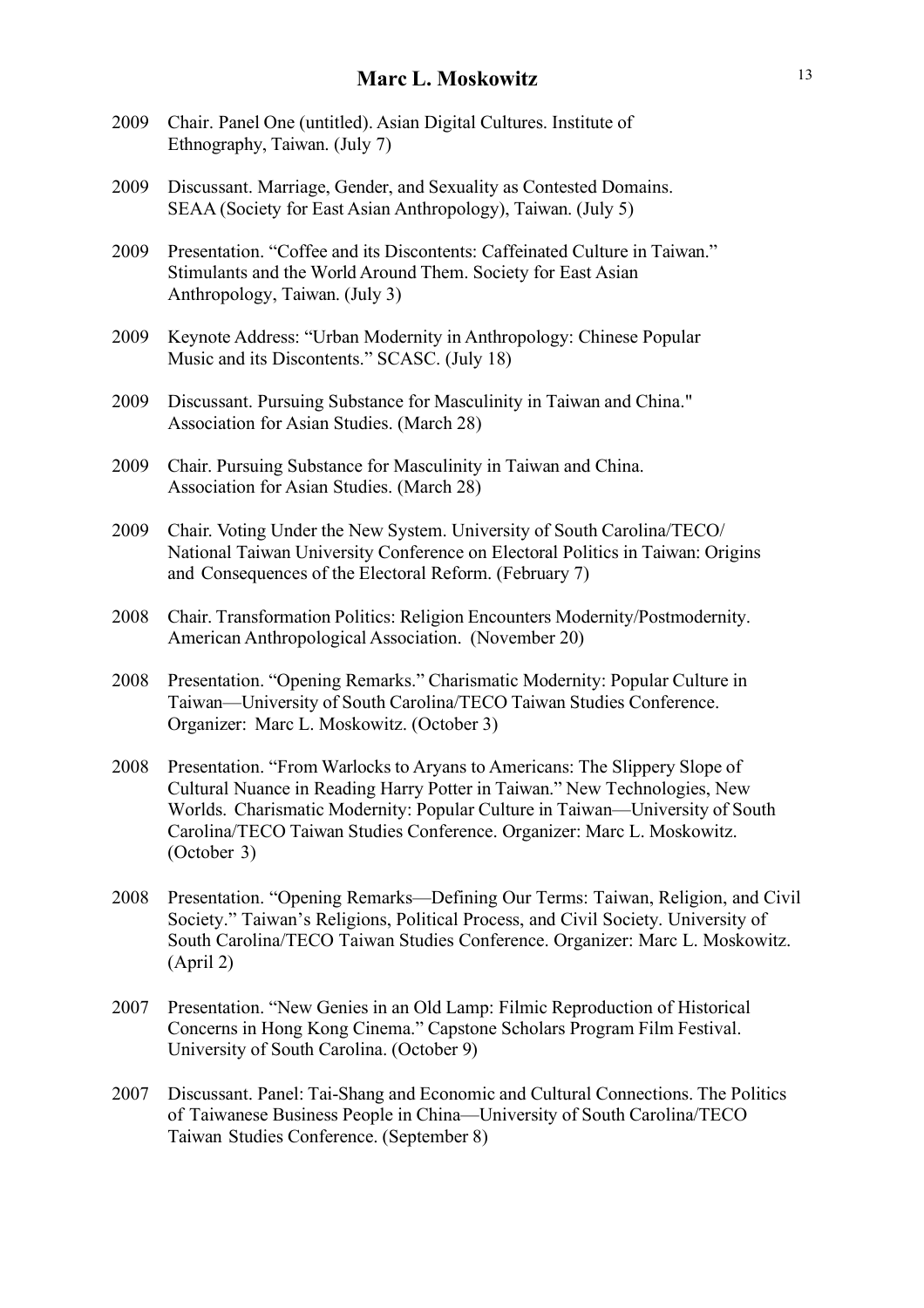2009 Chair. Panel One (untitled). Asian Digital Cultures. Institute of Ethnography, Taiwan. (July 7)

2009 Discussant. Marriage, Gender, and Sexuality as Contested Domains. SEAA (Society for East Asian Anthropology), Taiwan. (July 5)

2009 Presentation. "Coffee and its Discontents: Caffeinated Culture in Taiwan." Stimulants and the World Around Them. Society for East Asian Anthropology, Taiwan. (July 3)

2009 Keynote Address: "Urban Modernity in Anthropology: Chinese Popular Music and its Discontents." SCASC. (July 18)

2009 Discussant. Pursuing Substance for Masculinity in Taiwan and China." Association for Asian Studies. (March 28)

2009 Chair. Pursuing Substance for Masculinity in Taiwan and China. Association for Asian Studies. (March 28)

2009 Chair. Voting Under the New System. University of South Carolina/TECO/ National Taiwan University Conference on Electoral Politics in Taiwan: Origins and Consequences of the Electoral Reform. (February 7)

2008 Chair. Transformation Politics: Religion Encounters Modernity/Postmodernity. American Anthropological Association. (November 20)

2008 Presentation. "Opening Remarks." Charismatic Modernity: Popular Culture in Taiwan—University of South Carolina/TECO Taiwan Studies Conference. Organizer: Marc L. Moskowitz. (October 3)

2008 Presentation. "From Warlocks to Aryans to Americans: The Slippery Slope of Cultural Nuance in Reading Harry Potter in Taiwan." New Technologies, New Worlds. Charismatic Modernity: Popular Culture in Taiwan—University of South Carolina/TECO Taiwan Studies Conference. Organizer: Marc L. Moskowitz. (October 3)

2008 Presentation. "Opening Remarks—Defining Our Terms: Taiwan, Religion, and Civil Society." Taiwan's Religions, Political Process, and Civil Society. University of South Carolina/TECO Taiwan Studies Conference. Organizer: Marc L. Moskowitz. (April 2)

2007 Presentation. "New Genies in an Old Lamp: Filmic Reproduction of Historical Concerns in Hong Kong Cinema." Capstone Scholars Program Film Festival. University of South Carolina. (October 9)

2007 Discussant. Panel: Tai-Shang and Economic and Cultural Connections. The Politics of Taiwanese Business People in China—University of South Carolina/TECO Taiwan Studies Conference. (September 8)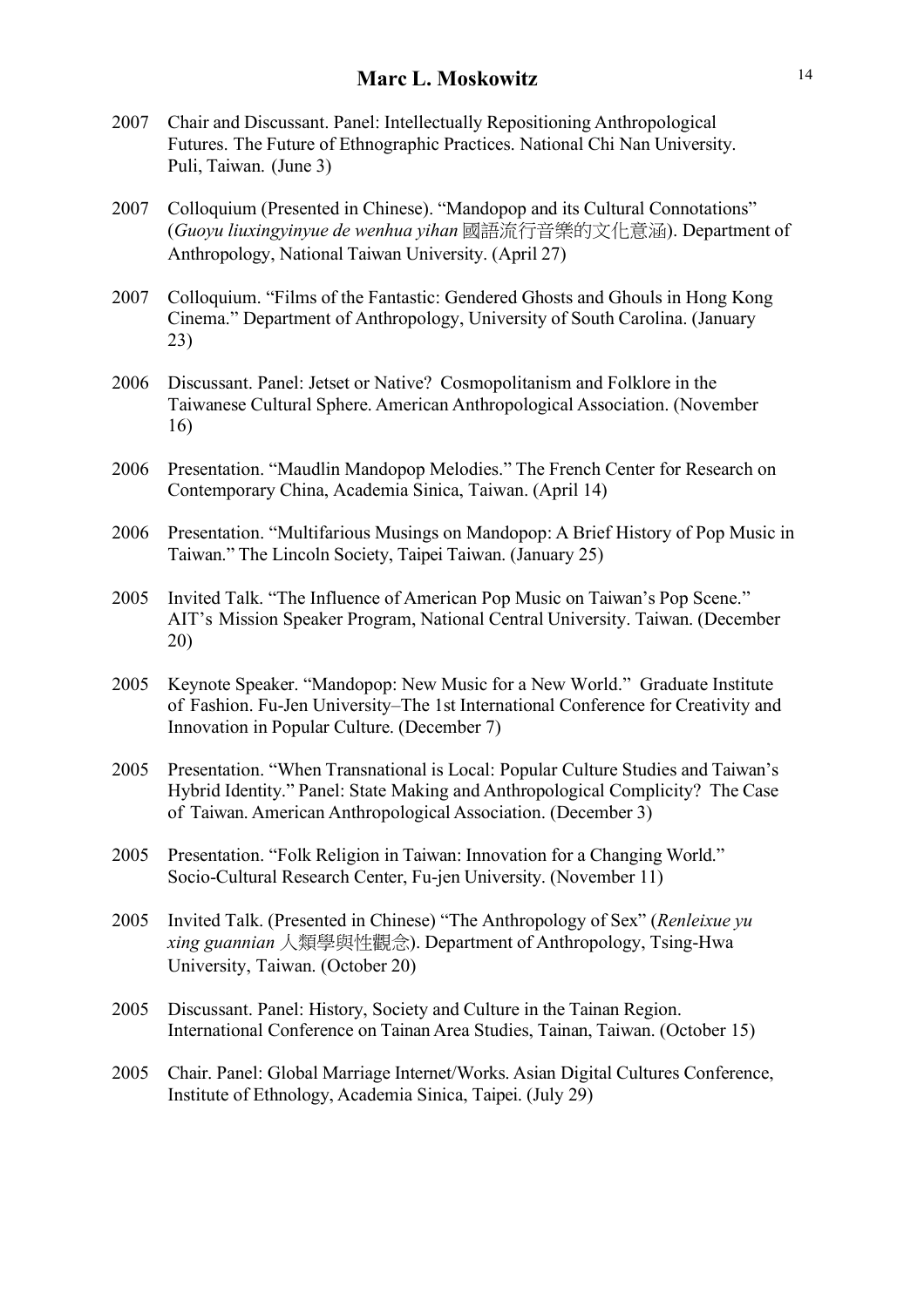2007 Chair and Discussant. Panel: Intellectually Repositioning Anthropological Futures. The Future of Ethnographic Practices. National Chi Nan University. Puli, Taiwan. (June 3)

2007 Colloquium (Presented in Chinese). "Mandopop and its Cultural Connotations" (*Guoyu liuxingyinyue de wenhua yihan* 國語流行音樂的文化意涵). Department of Anthropology, National Taiwan University. (April 27)

2007 Colloquium. "Films of the Fantastic: Gendered Ghosts and Ghouls in Hong Kong Cinema." Department of Anthropology, University of South Carolina. (January 23)

2006 Discussant. Panel: Jetset or Native? Cosmopolitanism and Folklore in the Taiwanese Cultural Sphere. American Anthropological Association. (November 16)

2006 Presentation. "Maudlin Mandopop Melodies." The French Center for Research on Contemporary China, Academia Sinica, Taiwan. (April 14)

2006 Presentation. "Multifarious Musings on Mandopop: A Brief History of Pop Music in Taiwan." The Lincoln Society, Taipei Taiwan. (January 25)

2005 Invited Talk. "The Influence of American Pop Music on Taiwan's Pop Scene." AIT's Mission Speaker Program, National Central University. Taiwan. (December 20)

2005 Keynote Speaker. "Mandopop: New Music for a New World." Graduate Institute of Fashion. Fu-Jen University–The 1st International Conference for Creativity and Innovation in Popular Culture. (December 7)

2005 Presentation. "When Transnational is Local: Popular Culture Studies and Taiwan's Hybrid Identity." Panel: State Making and Anthropological Complicity? The Case of Taiwan. American Anthropological Association. (December 3)

2005 Presentation. "Folk Religion in Taiwan: Innovation for a Changing World." Socio-Cultural Research Center, Fu-jen University. (November 11)

2005 Invited Talk. (Presented in Chinese) "The Anthropology of Sex" (*Renleixue yu xing guannian* 人類學與性觀念). Department of Anthropology, Tsing-Hwa University, Taiwan. (October 20)

2005 Discussant. Panel: History, Society and Culture in the Tainan Region. International Conference on Tainan Area Studies, Tainan, Taiwan. (October 15)

2005 Chair. Panel: Global Marriage Internet/Works. Asian Digital Cultures Conference, Institute of Ethnology, Academia Sinica, Taipei. (July 29)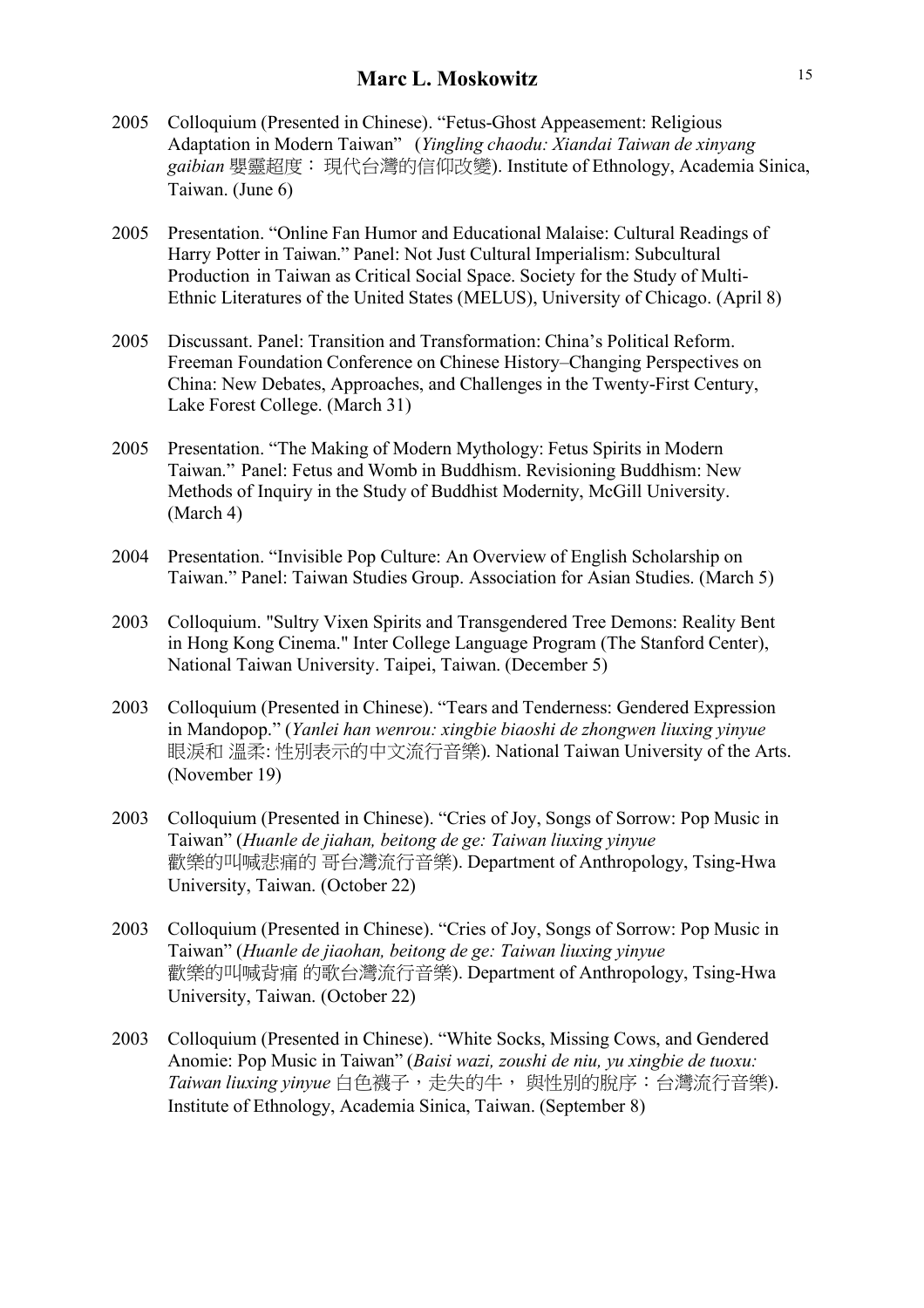2005 Colloquium (Presented in Chinese). "Fetus-Ghost Appeasement: Religious Adaptation in Modern Taiwan" (*Yingling chaodu: Xiandai Taiwan de xinyang gaibian* 嬰靈超度： 現代台灣的信仰改變). Institute of Ethnology, Academia Sinica, Taiwan. (June 6)

2005 Presentation. "Online Fan Humor and Educational Malaise: Cultural Readings of Harry Potter in Taiwan." Panel: Not Just Cultural Imperialism: Subcultural Production in Taiwan as Critical Social Space. Society for the Study of Multi-Ethnic Literatures of the United States (MELUS), University of Chicago. (April 8)

2005 Discussant. Panel: Transition and Transformation: China's Political Reform. Freeman Foundation Conference on Chinese History–Changing Perspectives on China: New Debates, Approaches, and Challenges in the Twenty-First Century, Lake Forest College. (March 31)

2005 Presentation. "The Making of Modern Mythology: Fetus Spirits in Modern Taiwan." Panel: Fetus and Womb in Buddhism. Revisioning Buddhism: New Methods of Inquiry in the Study of Buddhist Modernity, McGill University. (March 4)

2004 Presentation. "Invisible Pop Culture: An Overview of English Scholarship on Taiwan." Panel: Taiwan Studies Group. Association for Asian Studies. (March 5)

2003 Colloquium. "Sultry Vixen Spirits and Transgendered Tree Demons: Reality Bent in Hong Kong Cinema." Inter College Language Program (The Stanford Center), National Taiwan University. Taipei, Taiwan. (December 5)

2003 Colloquium (Presented in Chinese). "Tears and Tenderness: Gendered Expression in Mandopop." (*Yanlei han wenrou: xingbie biaoshi de zhongwen liuxing yinyue* 眼淚和 溫柔: 性別表示的中文流行音樂). National Taiwan University of the Arts. (November 19)

2003 Colloquium (Presented in Chinese). "Cries of Joy, Songs of Sorrow: Pop Music in Taiwan" (*Huanle de jiahan, beitong de ge: Taiwan liuxing yinyue* 歡樂的叫喊悲痛的 哥台灣流行音樂). Department of Anthropology, Tsing-Hwa University, Taiwan. (October 22)

2003 Colloquium (Presented in Chinese). "Cries of Joy, Songs of Sorrow: Pop Music in Taiwan" (*Huanle de jiaohan, beitong de ge: Taiwan liuxing yinyue* 歡樂的叫喊背痛 的歌台灣流行音樂). Department of Anthropology, Tsing-Hwa University, Taiwan. (October 22)

2003 Colloquium (Presented in Chinese). "White Socks, Missing Cows, and Gendered Anomie: Pop Music in Taiwan" (*Baisi wazi, zoushi de niu, yu xingbie de tuoxu: Taiwan liuxing yinyue* 白色襪子，走失的牛， 與性別的脫序：台灣流行音樂). Institute of Ethnology, Academia Sinica, Taiwan. (September 8)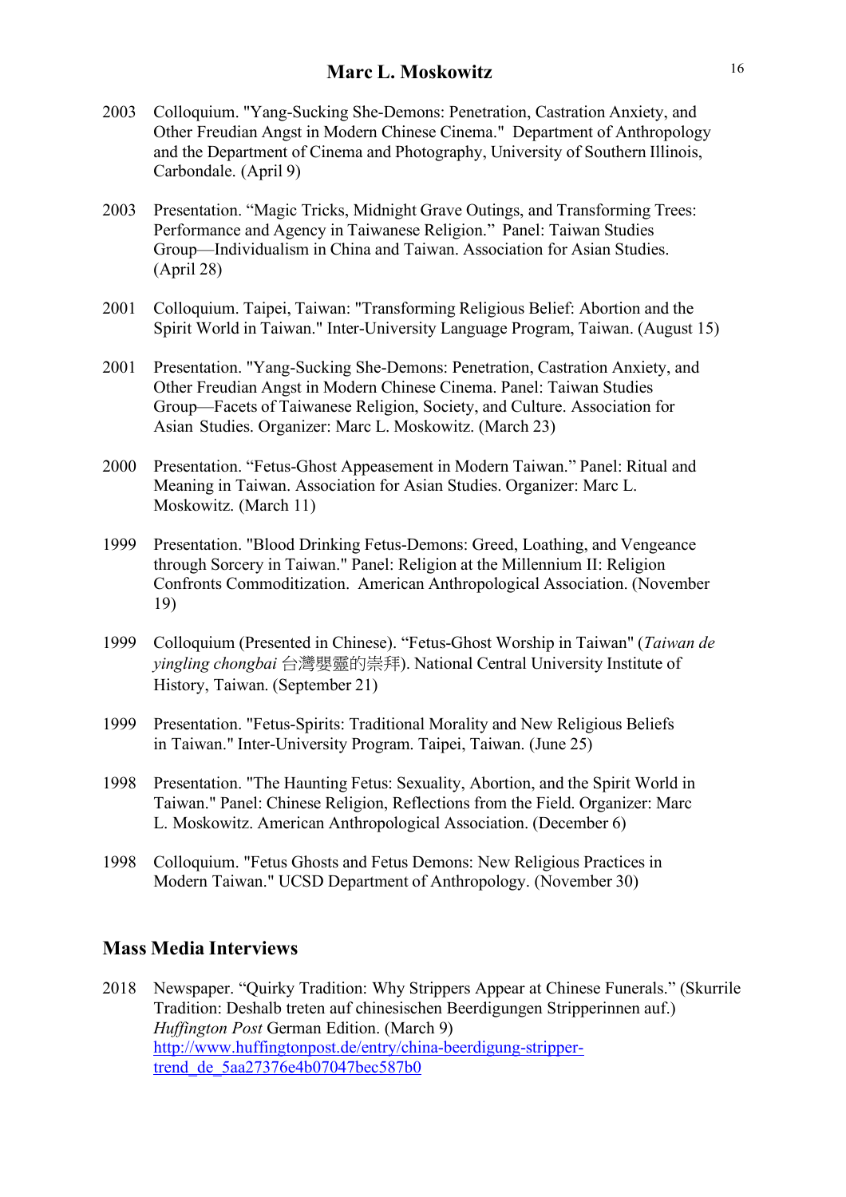2003 Colloquium. "Yang-Sucking She-Demons: Penetration, Castration Anxiety, and Other Freudian Angst in Modern Chinese Cinema." Department of Anthropology and the Department of Cinema and Photography, University of Southern Illinois, Carbondale. (April 9)

2003 Presentation. "Magic Tricks, Midnight Grave Outings, and Transforming Trees: Performance and Agency in Taiwanese Religion." Panel: Taiwan Studies Group—Individualism in China and Taiwan. Association for Asian Studies. (April 28)

2001 Colloquium. Taipei, Taiwan: "Transforming Religious Belief: Abortion and the Spirit World in Taiwan." Inter-University Language Program, Taiwan. (August 15)

2001 Presentation. "Yang-Sucking She-Demons: Penetration, Castration Anxiety, and Other Freudian Angst in Modern Chinese Cinema. Panel: Taiwan Studies Group—Facets of Taiwanese Religion, Society, and Culture. Association for Asian Studies. Organizer: Marc L. Moskowitz. (March 23)

2000 Presentation. "Fetus-Ghost Appeasement in Modern Taiwan." Panel: Ritual and Meaning in Taiwan. Association for Asian Studies. Organizer: Marc L. Moskowitz. (March 11)

1999 Presentation. "Blood Drinking Fetus-Demons: Greed, Loathing, and Vengeance through Sorcery in Taiwan." Panel: Religion at the Millennium II: Religion Confronts Commoditization. American Anthropological Association. (November 19)

1999 Colloquium (Presented in Chinese). "Fetus-Ghost Worship in Taiwan" (*Taiwan de yingling chongbai* 台灣嬰靈的崇拜). National Central University Institute of History, Taiwan. (September 21)

1999 Presentation. "Fetus-Spirits: Traditional Morality and New Religious Beliefs in Taiwan." Inter-University Program. Taipei, Taiwan. (June 25)

1998 Presentation. "The Haunting Fetus: Sexuality, Abortion, and the Spirit World in Taiwan." Panel: Chinese Religion, Reflections from the Field. Organizer: Marc L. Moskowitz. American Anthropological Association. (December 6)

1998 Colloquium. "Fetus Ghosts and Fetus Demons: New Religious Practices in Modern Taiwan." UCSD Department of Anthropology. (November 30)

## Mass Media Interviews

2018 Newspaper. "Quirky Tradition: Why Strippers Appear at Chinese Funerals." (Skurrile Tradition: Deshalb treten auf chinesischen Beerdigungen Stripperinnen auf.) *Huffington Post* German Edition. (March 9) http://www.huffingtonpost.de/entry/china-beerdigung-stripper-trend_de_5aa27376e4b07047bec587b0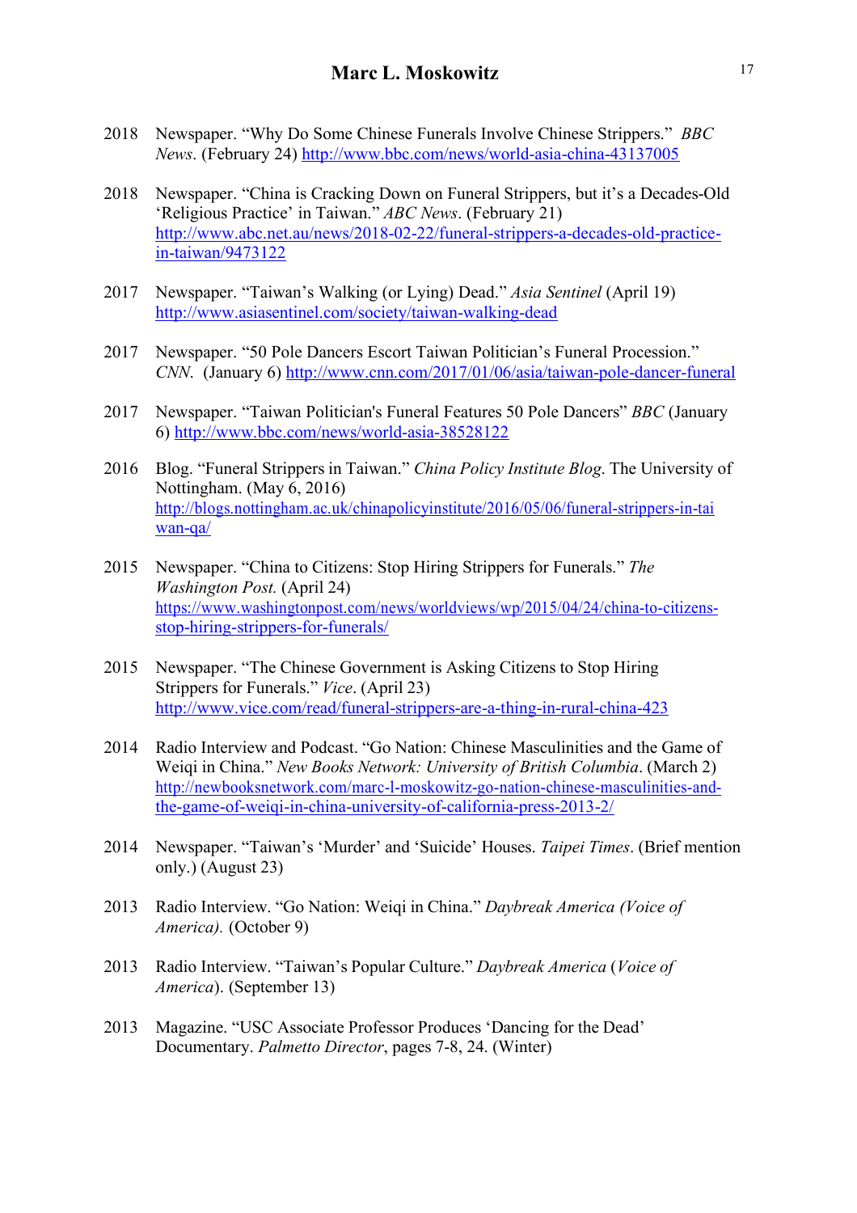2018 Newspaper. "Why Do Some Chinese Funerals Involve Chinese Strippers." *BBC News*. (February 24) http://www.bbc.com/news/world-asia-china-43137005

2018 Newspaper. "China is Cracking Down on Funeral Strippers, but it's a Decades-Old 'Religious Practice' in Taiwan." *ABC News*. (February 21) http://www.abc.net.au/news/2018-02-22/funeral-strippers-a-decades-old-practice-in-taiwan/9473122

2017 Newspaper. "Taiwan's Walking (or Lying) Dead." *Asia Sentinel* (April 19) http://www.asiasentinel.com/society/taiwan-walking-dead

2017 Newspaper. "50 Pole Dancers Escort Taiwan Politician's Funeral Procession." *CNN*. (January 6) http://www.cnn.com/2017/01/06/asia/taiwan-pole-dancer-funeral

2017 Newspaper. "Taiwan Politician's Funeral Features 50 Pole Dancers" *BBC* (January 6) http://www.bbc.com/news/world-asia-38528122

2016 Blog. "Funeral Strippers in Taiwan." *China Policy Institute Blog*. The University of Nottingham. (May 6, 2016) http://blogs.nottingham.ac.uk/chinapolicyinstitute/2016/05/06/funeral-strippers-in-taiwan-qa/

2015 Newspaper. "China to Citizens: Stop Hiring Strippers for Funerals." *The Washington Post.* (April 24) https://www.washingtonpost.com/news/worldviews/wp/2015/04/24/china-to-citizens-stop-hiring-strippers-for-funerals/

2015 Newspaper. "The Chinese Government is Asking Citizens to Stop Hiring Strippers for Funerals." *Vice*. (April 23) http://www.vice.com/read/funeral-strippers-are-a-thing-in-rural-china-423

2014 Radio Interview and Podcast. "Go Nation: Chinese Masculinities and the Game of Weiqi in China." *New Books Network: University of British Columbia*. (March 2) http://newbooksnetwork.com/marc-l-moskowitz-go-nation-chinese-masculinities-and-the-game-of-weiqi-in-china-university-of-california-press-2013-2/

2014 Newspaper. "Taiwan's 'Murder' and 'Suicide' Houses. *Taipei Times*. (Brief mention only.) (August 23)

2013 Radio Interview. "Go Nation: Weiqi in China." *Daybreak America (Voice of America).* (October 9)

2013 Radio Interview. "Taiwan's Popular Culture." *Daybreak America* (*Voice of America*). (September 13)

2013 Magazine. "USC Associate Professor Produces 'Dancing for the Dead' Documentary. *Palmetto Director*, pages 7-8, 24. (Winter)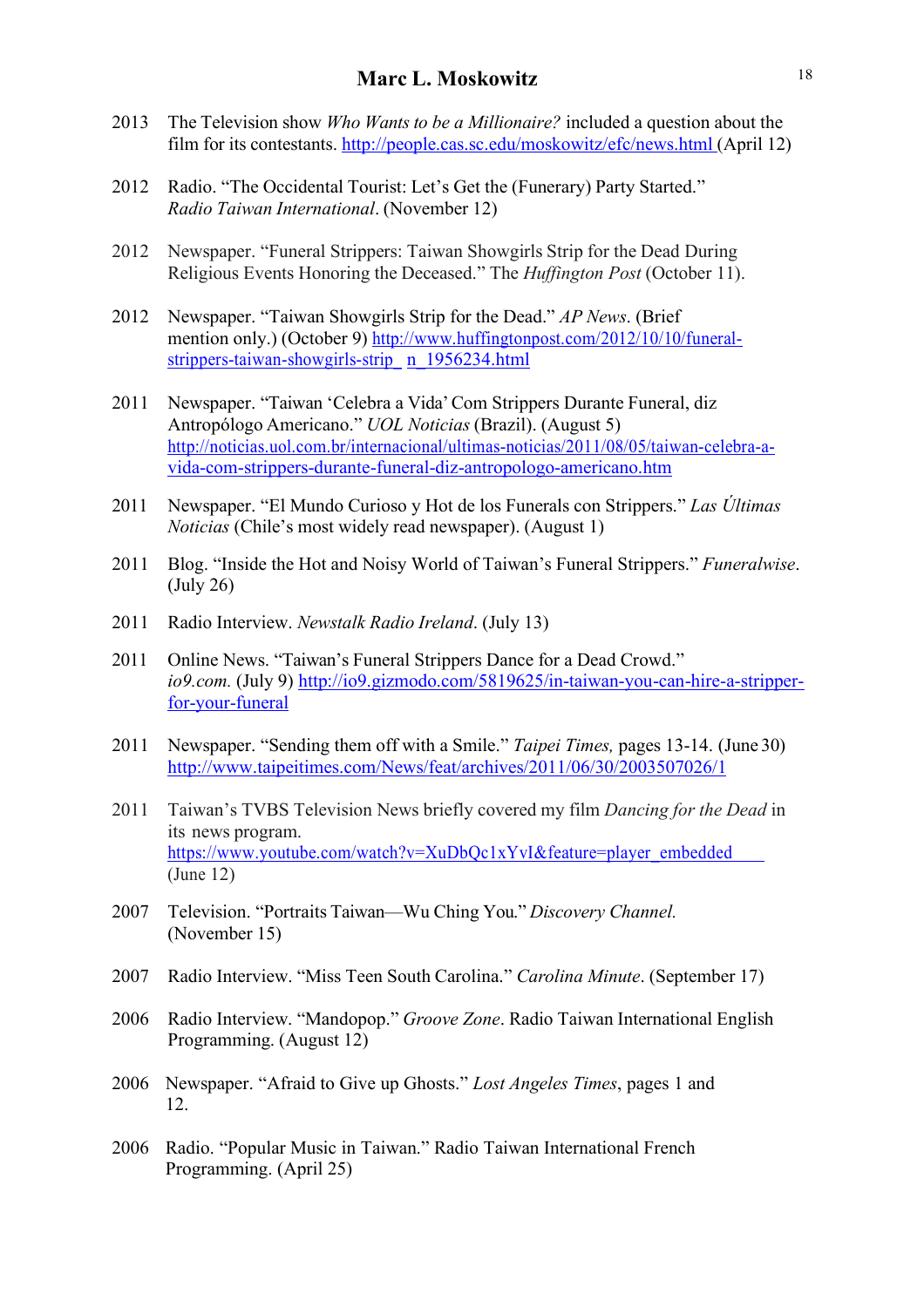2013 The Television show *Who Wants to be a Millionaire?* included a question about the film for its contestants. http://people.cas.sc.edu/moskowitz/efc/news.html (April 12)

2012 Radio. "The Occidental Tourist: Let's Get the (Funerary) Party Started." *Radio Taiwan International*. (November 12)

2012 Newspaper. "Funeral Strippers: Taiwan Showgirls Strip for the Dead During Religious Events Honoring the Deceased." The *Huffington Post* (October 11).

2012 Newspaper. "Taiwan Showgirls Strip for the Dead." *AP News*. (Brief mention only.) (October 9) http://www.huffingtonpost.com/2012/10/10/funeral-strippers-taiwan-showgirls-strip_ n_1956234.html

2011 Newspaper. "Taiwan 'Celebra a Vida' Com Strippers Durante Funeral, diz Antropólogo Americano." *UOL Noticias* (Brazil). (August 5) http://noticias.uol.com.br/internacional/ultimas-noticias/2011/08/05/taiwan-celebra-a-vida-com-strippers-durante-funeral-diz-antropologo-americano.htm

2011 Newspaper. "El Mundo Curioso y Hot de los Funerals con Strippers." *Las Últimas Noticias* (Chile's most widely read newspaper). (August 1)

2011 Blog. "Inside the Hot and Noisy World of Taiwan's Funeral Strippers." *Funeralwise*. (July 26)

2011 Radio Interview. *Newstalk Radio Ireland*. (July 13)

2011 Online News. "Taiwan's Funeral Strippers Dance for a Dead Crowd." *io9.com.* (July 9) http://io9.gizmodo.com/5819625/in-taiwan-you-can-hire-a-stripper-for-your-funeral

2011 Newspaper. "Sending them off with a Smile." *Taipei Times,* pages 13-14. (June 30) http://www.taipeitimes.com/News/feat/archives/2011/06/30/2003507026/1

2011 Taiwan's TVBS Television News briefly covered my film *Dancing for the Dead* in its news program. https://www.youtube.com/watch?v=XuDbQc1xYvI&feature=player_embedded (June 12)

2007 Television. "Portraits Taiwan—Wu Ching You." *Discovery Channel.* (November 15)

2007 Radio Interview. "Miss Teen South Carolina." *Carolina Minute*. (September 17)

2006 Radio Interview. "Mandopop." *Groove Zone*. Radio Taiwan International English Programming. (August 12)

2006 Newspaper. "Afraid to Give up Ghosts." *Lost Angeles Times*, pages 1 and 12.

2006 Radio. "Popular Music in Taiwan." Radio Taiwan International French Programming. (April 25)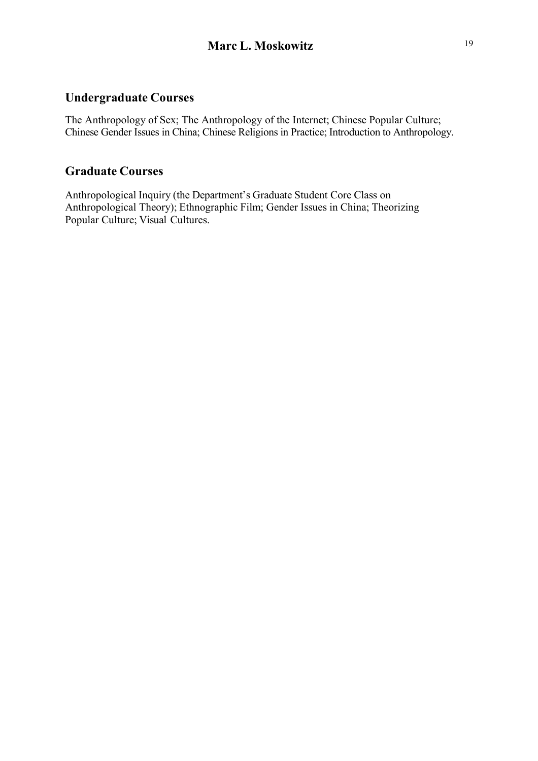## Undergraduate Courses

The Anthropology of Sex; The Anthropology of the Internet; Chinese Popular Culture; Chinese Gender Issues in China; Chinese Religions in Practice; Introduction to Anthropology.

## Graduate Courses

Anthropological Inquiry (the Department's Graduate Student Core Class on Anthropological Theory); Ethnographic Film; Gender Issues in China; Theorizing Popular Culture; Visual Cultures.